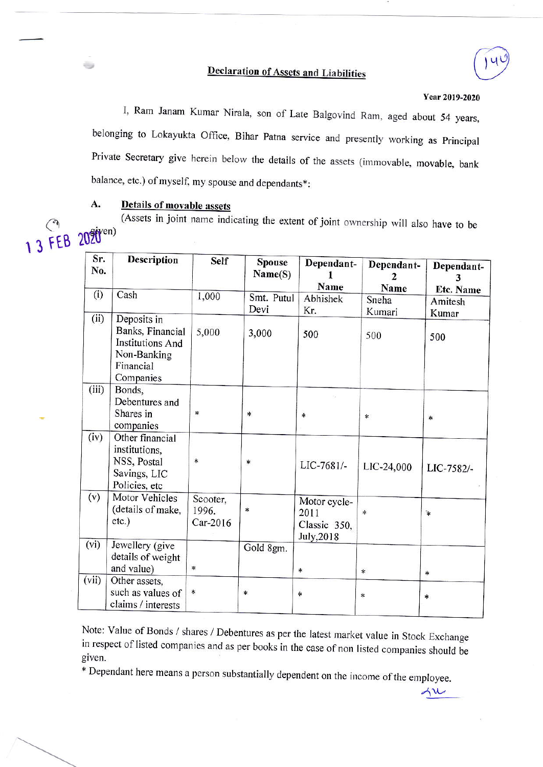# Declaration of Assets and Liabilities

**Year 2019-2020**

I, Ram Janam Kumar Nirala, son of Late Balgovind Ram, aged about 54 years, belonging to Lokayukta Office, Bihar Patna service and presently working as Principal Private Secretary give herein below the details of the assets (immovable, movable, bank balance, etc.) of myself, my spouse and dependants*:

## A. Details of movable assets

(Assets in joint name indicating the extent of joint ownership will also have to be given)

13 FEB 2020

| Sr. No. | Description | Self | Spouse Name(S) | Dependant-1 Name | Dependant-2 Name | Dependant-3 Etc. Name |
|---|---|---|---|---|---|---|
| | | | Smt. Putul Devi | Abhishek Kr. | Sneha Kumari | Amitesh Kumar |
| (i) | Cash | 1,000 | | | | |
| (ii) | Deposits in Banks, Financial Institutions And Non-Banking Financial Companies | 5,000 | 3,000 | 500 | 500 | 500 |
| (iii) | Bonds, Debentures and Shares in companies | * | * | * | * | * |
| (iv) | Other financial institutions, NSS, Postal Savings, LIC Policies, etc | * | * | LIC-7681/- | LIC-24,000 | LIC-7582/- |
| (v) | Motor Vehicles (details of make, etc.) | Scooter, 1996. Car-2016 | * | Motor cycle-2011 Classic 350, July,2018 | * | * |
| (vi) | Jewellery (give details of weight and value) | * | Gold 8gm. | * | * | * |
| (vii) | Other assets, such as values of claims / interests | * | * | * | * | * |

Note: Value of Bonds / shares / Debentures as per the latest market value in Stock Exchange in respect of listed companies and as per books in the case of non listed companies should be given.

\* Dependant here means a person substantially dependent on the income of the employee.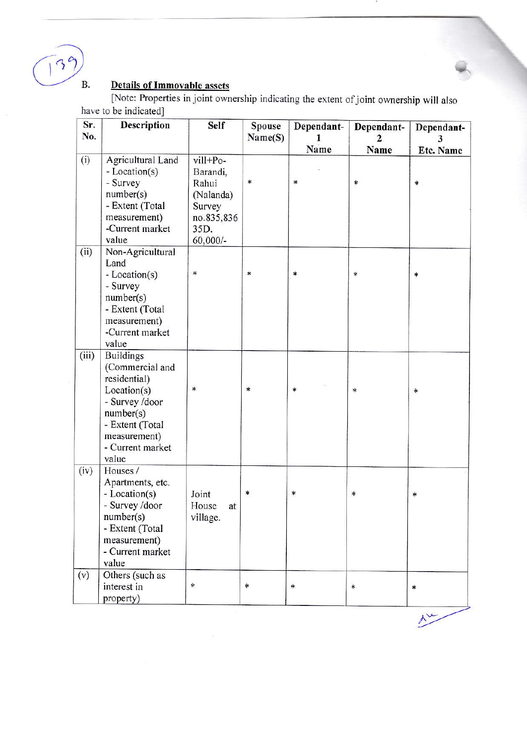B. **Details of Immovable assets**

[Note: Properties in joint ownership indicating the extent of joint ownership will also have to be indicated]

| Sr. No. | Description | Self | Spouse Name(S) | Dependant-1 Name | Dependant-2 Name | Dependant-3 Etc. Name |
|---|---|---|---|---|---|---|
| (i) | Agricultural Land - Location(s) - Survey number(s) - Extent (Total measurement) -Current market value | vill+Po- Barandi, Rahui (Nalanda) Survey no.835,836 35D. 60,000/- | * | * | * | * |
| (ii) | Non-Agricultural Land - Location(s) - Survey number(s) - Extent (Total measurement) -Current market value | * | * | * | * | * |
| (iii) | Buildings (Commercial and residential) Location(s) - Survey /door number(s) - Extent (Total measurement) - Current market value | * | * | * | * | * |
| (iv) | Houses / Apartments, etc. - Location(s) - Survey /door number(s) - Extent (Total measurement) - Current market value | Joint House at village. | * | * | * | * |
| (v) | Others (such as interest in property) | * | * | * | * | * |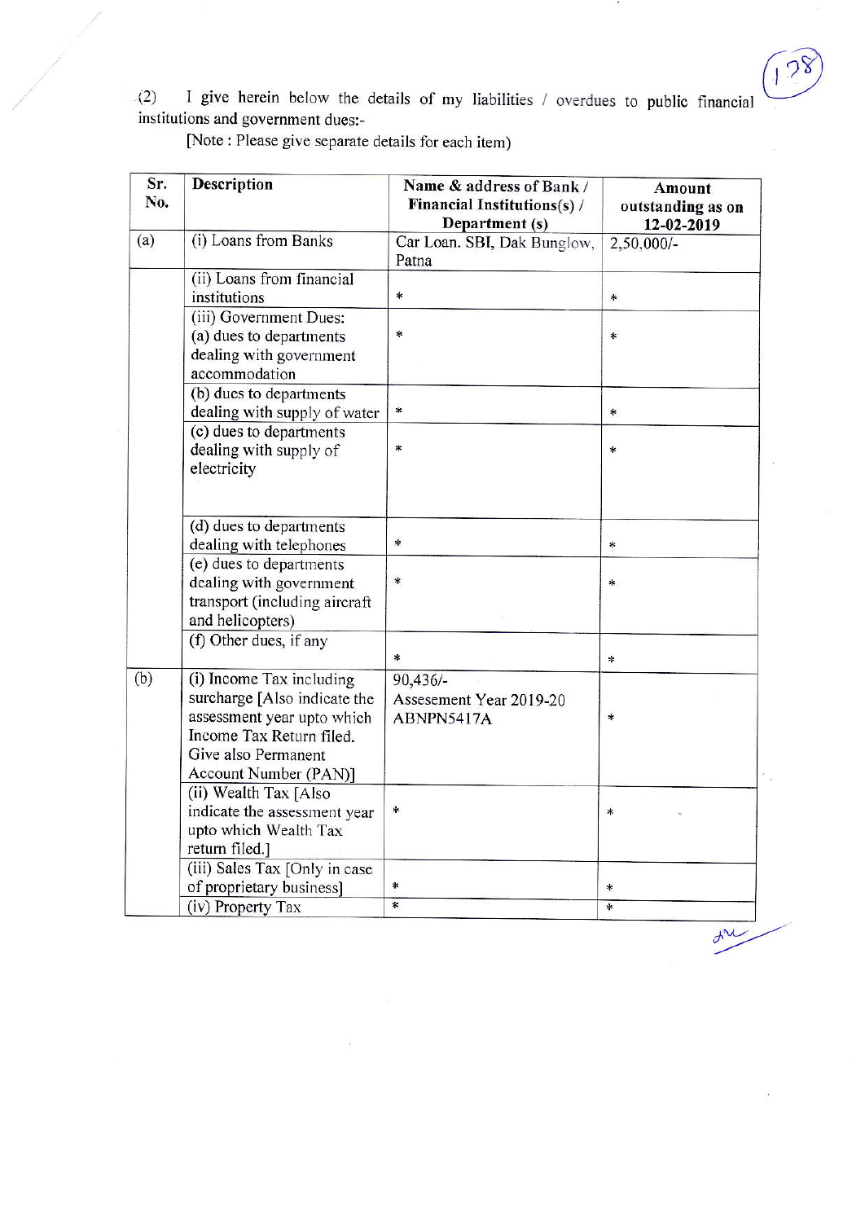(2) I give herein below the details of my liabilities / overdues to public financial institutions and government dues:-

[Note : Please give separate details for each item)

| Sr. No. | Description | Name & address of Bank / Financial Institutions(s) / Department (s) | Amount outstanding as on 12-02-2019 |
|---|---|---|---|
| (a) | (i) Loans from Banks | Car Loan. SBI, Dak Bunglow, Patna | 2,50,000/- |
| | (ii) Loans from financial institutions | * | * |
| | (iii) Government Dues: (a) dues to departments dealing with government accommodation | * | * |
| | (b) dues to departments dealing with supply of water | * | * |
| | (c) dues to departments dealing with supply of electricity | * | * |
| | (d) dues to departments dealing with telephones | * | * |
| | (e) dues to departments dealing with government transport (including aircraft and helicopters) | * | * |
| | (f) Other dues, if any | * | * |
| (b) | (i) Income Tax including surcharge [Also indicate the assessment year upto which Income Tax Return filed. Give also Permanent Account Number (PAN)] | 90,436/- Assesement Year 2019-20 ABNPN5417A | * |
| | (ii) Wealth Tax [Also indicate the assessment year upto which Wealth Tax return filed.] | * | * |
| | (iii) Sales Tax [Only in case of proprietary business] | * | * |
| | (iv) Property Tax | * | * |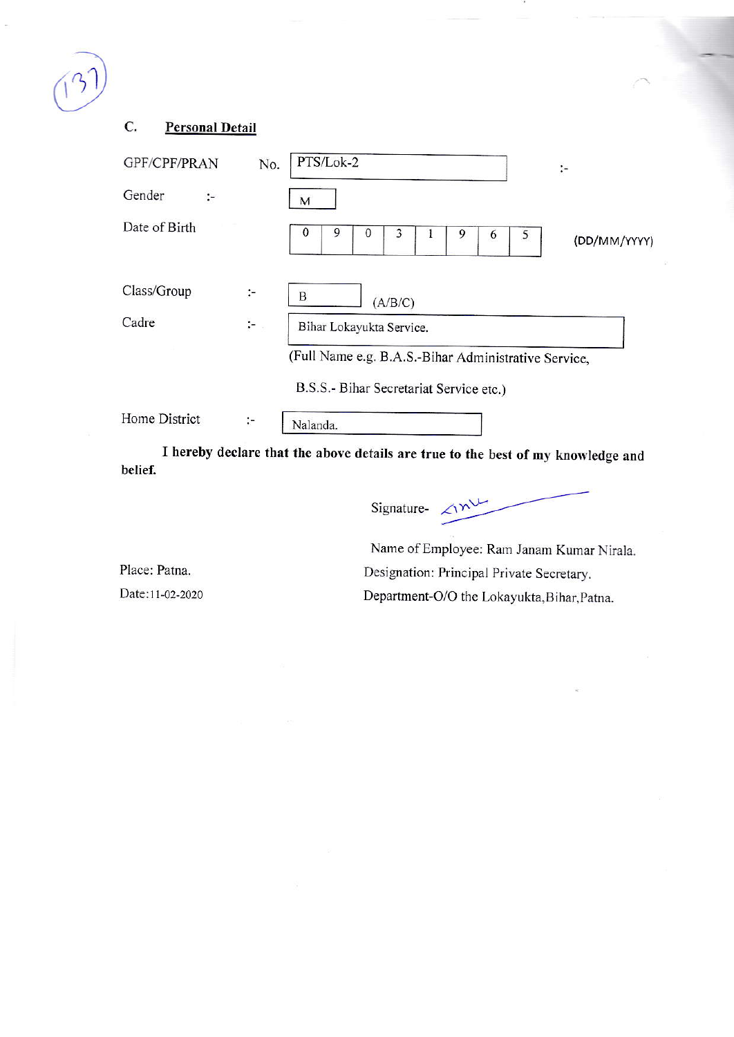## C. Personal Detail

GPF/CPF/PRAN No. PTS/Lok-2 :-

Gender :- M

Date of Birth: 0 9 0 3 1 9 6 5 (DD/MM/YYYY)

Class/Group :- B (A/B/C)

Cadre :- Bihar Lokayukta Service.

(Full Name e.g. B.A.S.-Bihar Administrative Service,

B.S.S.- Bihar Secretariat Service etc.)

Home District :- Nalanda.

**I hereby declare that the above details are true to the best of my knowledge and belief.**

Signature-

Name of Employee: Ram Janam Kumar Nirala.

Designation: Principal Private Secretary.

Department-O/O the Lokayukta,Bihar,Patna.

Place: Patna.

Date:11-02-2020